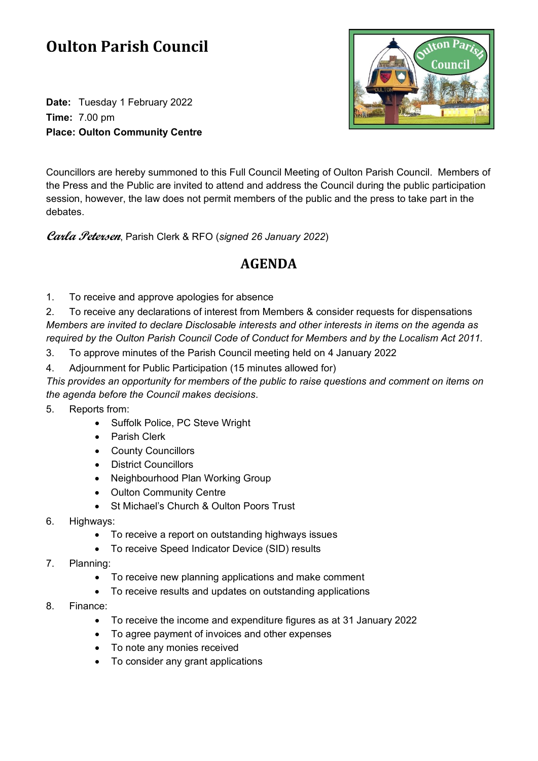# Oulton Parish Council

**Date:** Tuesday 1 February 2022
**Time:** 7.00 pm
**Place: Oulton Community Centre**

Councillors are hereby summoned to this Full Council Meeting of Oulton Parish Council. Members of the Press and the Public are invited to attend and address the Council during the public participation session, however, the law does not permit members of the public and the press to take part in the debates.

*Carla Petersen*, Parish Clerk & RFO (*signed 26 January 2022*)

## AGENDA

1. To receive and approve apologies for absence
2. To receive any declarations of interest from Members & consider requests for dispensations

*Members are invited to declare Disclosable interests and other interests in items on the agenda as required by the Oulton Parish Council Code of Conduct for Members and by the Localism Act 2011.*

3. To approve minutes of the Parish Council meeting held on 4 January 2022
4. Adjournment for Public Participation (15 minutes allowed for)

*This provides an opportunity for members of the public to raise questions and comment on items on the agenda before the Council makes decisions.*

5. Reports from:
   - Suffolk Police, PC Steve Wright
   - Parish Clerk
   - County Councillors
   - District Councillors
   - Neighbourhood Plan Working Group
   - Oulton Community Centre
   - St Michael's Church & Oulton Poors Trust
6. Highways:
   - To receive a report on outstanding highways issues
   - To receive Speed Indicator Device (SID) results
7. Planning:
   - To receive new planning applications and make comment
   - To receive results and updates on outstanding applications
8. Finance:
   - To receive the income and expenditure figures as at 31 January 2022
   - To agree payment of invoices and other expenses
   - To note any monies received
   - To consider any grant applications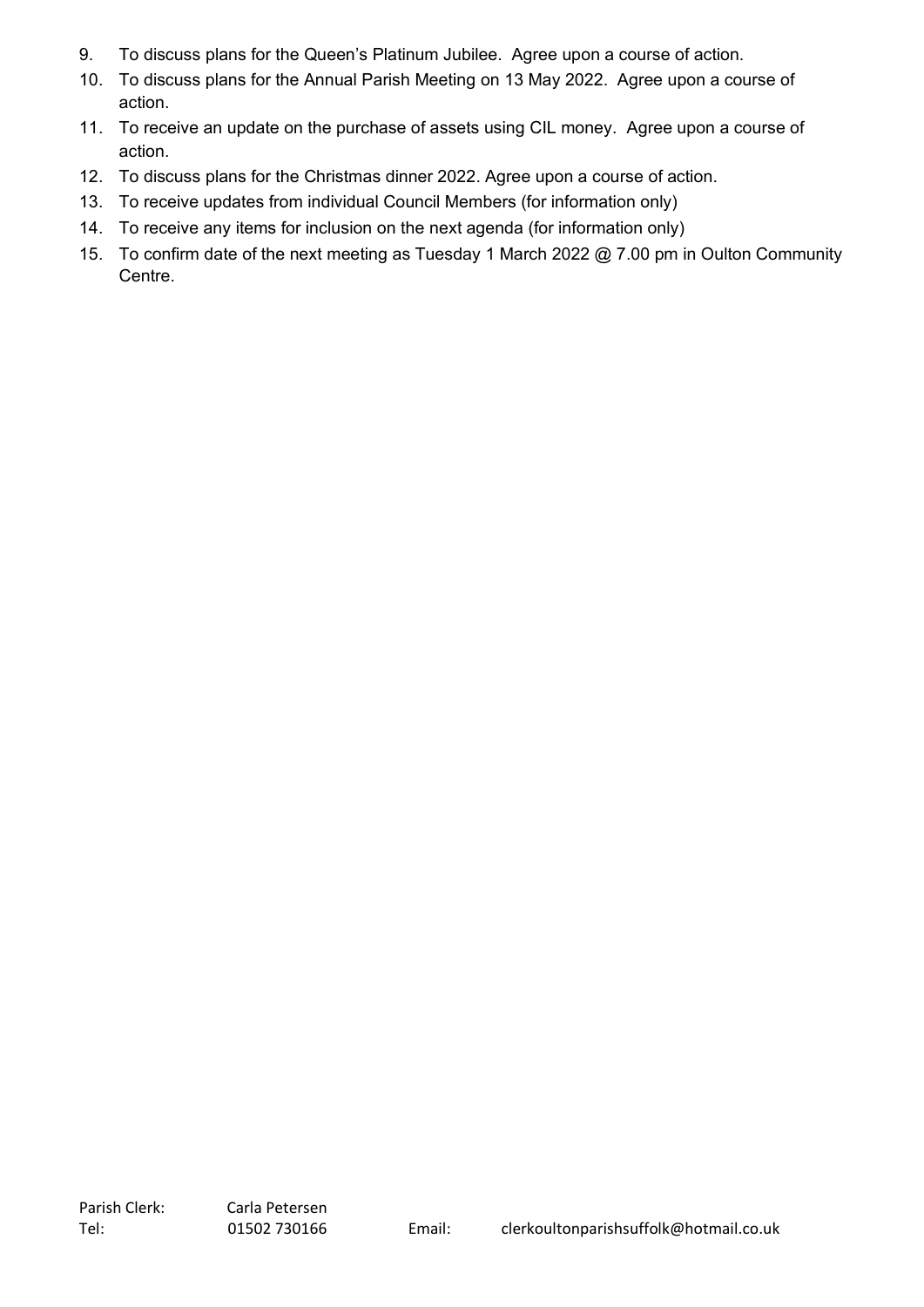9. To discuss plans for the Queen's Platinum Jubilee. Agree upon a course of action.
10. To discuss plans for the Annual Parish Meeting on 13 May 2022. Agree upon a course of action.
11. To receive an update on the purchase of assets using CIL money. Agree upon a course of action.
12. To discuss plans for the Christmas dinner 2022. Agree upon a course of action.
13. To receive updates from individual Council Members (for information only)
14. To receive any items for inclusion on the next agenda (for information only)
15. To confirm date of the next meeting as Tuesday 1 March 2022 @ 7.00 pm in Oulton Community Centre.

Parish Clerk: Carla Petersen
Tel: 01502 730166 Email: clerkoultonparishsuffolk@hotmail.co.uk